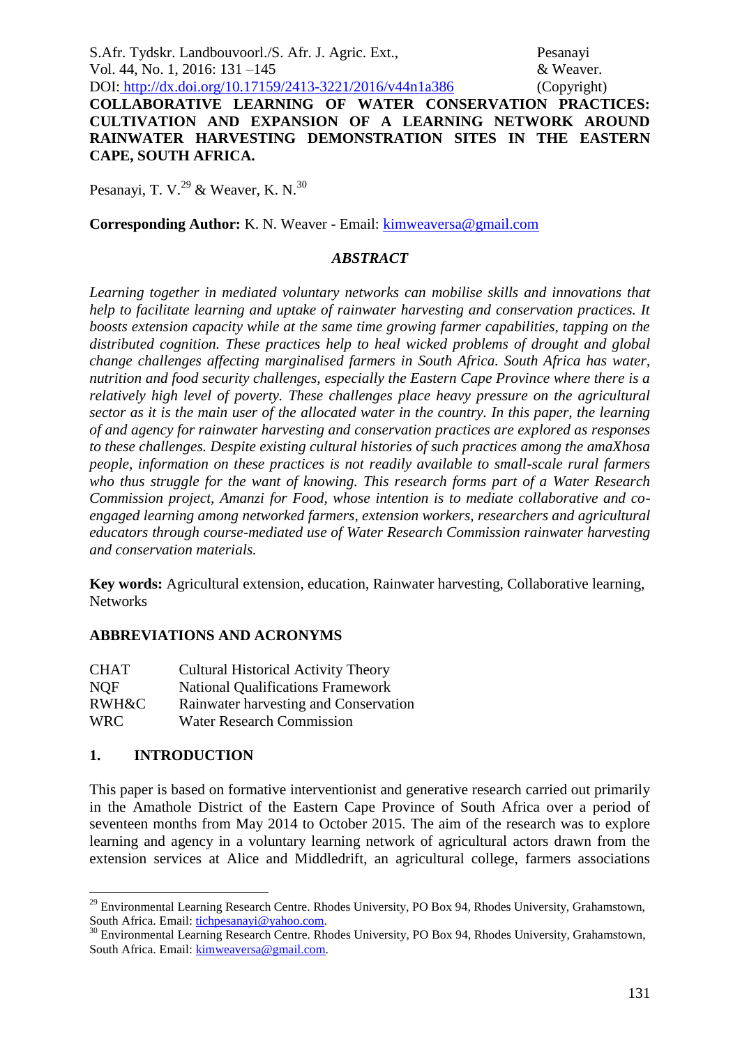# COLLABORATIVE LEARNING OF WATER CONSERVATION PRACTICES: CULTIVATION AND EXPANSION OF A LEARNING NETWORK AROUND RAINWATER HARVESTING DEMONSTRATION SITES IN THE EASTERN CAPE, SOUTH AFRICA.

Pesanayi, T. V.[29] & Weaver, K. N.[30]

**Corresponding Author:** K. N. Weaver - Email: kimweaversa@gmail.com

### *ABSTRACT*

*Learning together in mediated voluntary networks can mobilise skills and innovations that help to facilitate learning and uptake of rainwater harvesting and conservation practices. It boosts extension capacity while at the same time growing farmer capabilities, tapping on the distributed cognition. These practices help to heal wicked problems of drought and global change challenges affecting marginalised farmers in South Africa. South Africa has water, nutrition and food security challenges, especially the Eastern Cape Province where there is a relatively high level of poverty. These challenges place heavy pressure on the agricultural sector as it is the main user of the allocated water in the country. In this paper, the learning of and agency for rainwater harvesting and conservation practices are explored as responses to these challenges. Despite existing cultural histories of such practices among the amaXhosa people, information on these practices is not readily available to small-scale rural farmers who thus struggle for the want of knowing. This research forms part of a Water Research Commission project, Amanzi for Food, whose intention is to mediate collaborative and co-engaged learning among networked farmers, extension workers, researchers and agricultural educators through course-mediated use of Water Research Commission rainwater harvesting and conservation materials.*

**Key words:** Agricultural extension, education, Rainwater harvesting, Collaborative learning, Networks

## ABBREVIATIONS AND ACRONYMS

| | |
|---|---|
| CHAT | Cultural Historical Activity Theory |
| NQF | National Qualifications Framework |
| RWH&C | Rainwater harvesting and Conservation |
| WRC | Water Research Commission |

## 1. INTRODUCTION

This paper is based on formative interventionist and generative research carried out primarily in the Amathole District of the Eastern Cape Province of South Africa over a period of seventeen months from May 2014 to October 2015. The aim of the research was to explore learning and agency in a voluntary learning network of agricultural actors drawn from the extension services at Alice and Middledrift, an agricultural college, farmers associations

---

[29] Environmental Learning Research Centre. Rhodes University, PO Box 94, Rhodes University, Grahamstown, South Africa. Email: tichpesanayi@yahoo.com.

[30] Environmental Learning Research Centre. Rhodes University, PO Box 94, Rhodes University, Grahamstown, South Africa. Email: kimweaversa@gmail.com.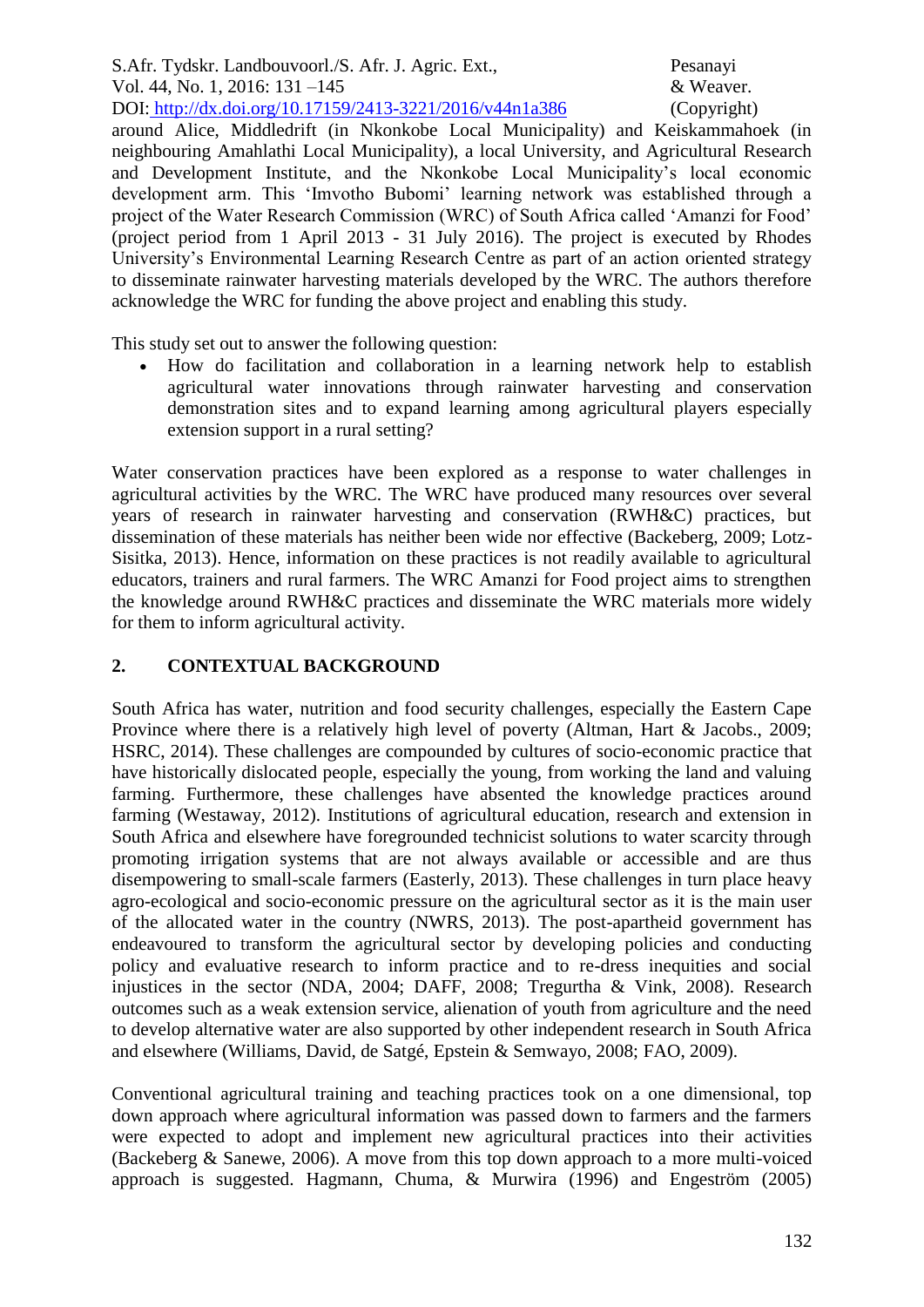around Alice, Middledrift (in Nkonkobe Local Municipality) and Keiskammahoek (in neighbouring Amahlathi Local Municipality), a local University, and Agricultural Research and Development Institute, and the Nkonkobe Local Municipality's local economic development arm. This 'Imvotho Bubomi' learning network was established through a project of the Water Research Commission (WRC) of South Africa called 'Amanzi for Food' (project period from 1 April 2013 - 31 July 2016). The project is executed by Rhodes University's Environmental Learning Research Centre as part of an action oriented strategy to disseminate rainwater harvesting materials developed by the WRC. The authors therefore acknowledge the WRC for funding the above project and enabling this study.

This study set out to answer the following question:

- How do facilitation and collaboration in a learning network help to establish agricultural water innovations through rainwater harvesting and conservation demonstration sites and to expand learning among agricultural players especially extension support in a rural setting?

Water conservation practices have been explored as a response to water challenges in agricultural activities by the WRC. The WRC have produced many resources over several years of research in rainwater harvesting and conservation (RWH&C) practices, but dissemination of these materials has neither been wide nor effective (Backeberg, 2009; Lotz-Sisitka, 2013). Hence, information on these practices is not readily available to agricultural educators, trainers and rural farmers. The WRC Amanzi for Food project aims to strengthen the knowledge around RWH&C practices and disseminate the WRC materials more widely for them to inform agricultural activity.

## 2. CONTEXTUAL BACKGROUND

South Africa has water, nutrition and food security challenges, especially the Eastern Cape Province where there is a relatively high level of poverty (Altman, Hart & Jacobs., 2009; HSRC, 2014). These challenges are compounded by cultures of socio-economic practice that have historically dislocated people, especially the young, from working the land and valuing farming. Furthermore, these challenges have absented the knowledge practices around farming (Westaway, 2012). Institutions of agricultural education, research and extension in South Africa and elsewhere have foregrounded technicist solutions to water scarcity through promoting irrigation systems that are not always available or accessible and are thus disempowering to small-scale farmers (Easterly, 2013). These challenges in turn place heavy agro-ecological and socio-economic pressure on the agricultural sector as it is the main user of the allocated water in the country (NWRS, 2013). The post-apartheid government has endeavoured to transform the agricultural sector by developing policies and conducting policy and evaluative research to inform practice and to re-dress inequities and social injustices in the sector (NDA, 2004; DAFF, 2008; Tregurtha & Vink, 2008). Research outcomes such as a weak extension service, alienation of youth from agriculture and the need to develop alternative water are also supported by other independent research in South Africa and elsewhere (Williams, David, de Satgé, Epstein & Semwayo, 2008; FAO, 2009).

Conventional agricultural training and teaching practices took on a one dimensional, top down approach where agricultural information was passed down to farmers and the farmers were expected to adopt and implement new agricultural practices into their activities (Backeberg & Sanewe, 2006). A move from this top down approach to a more multi-voiced approach is suggested. Hagmann, Chuma, & Murwira (1996) and Engeström (2005)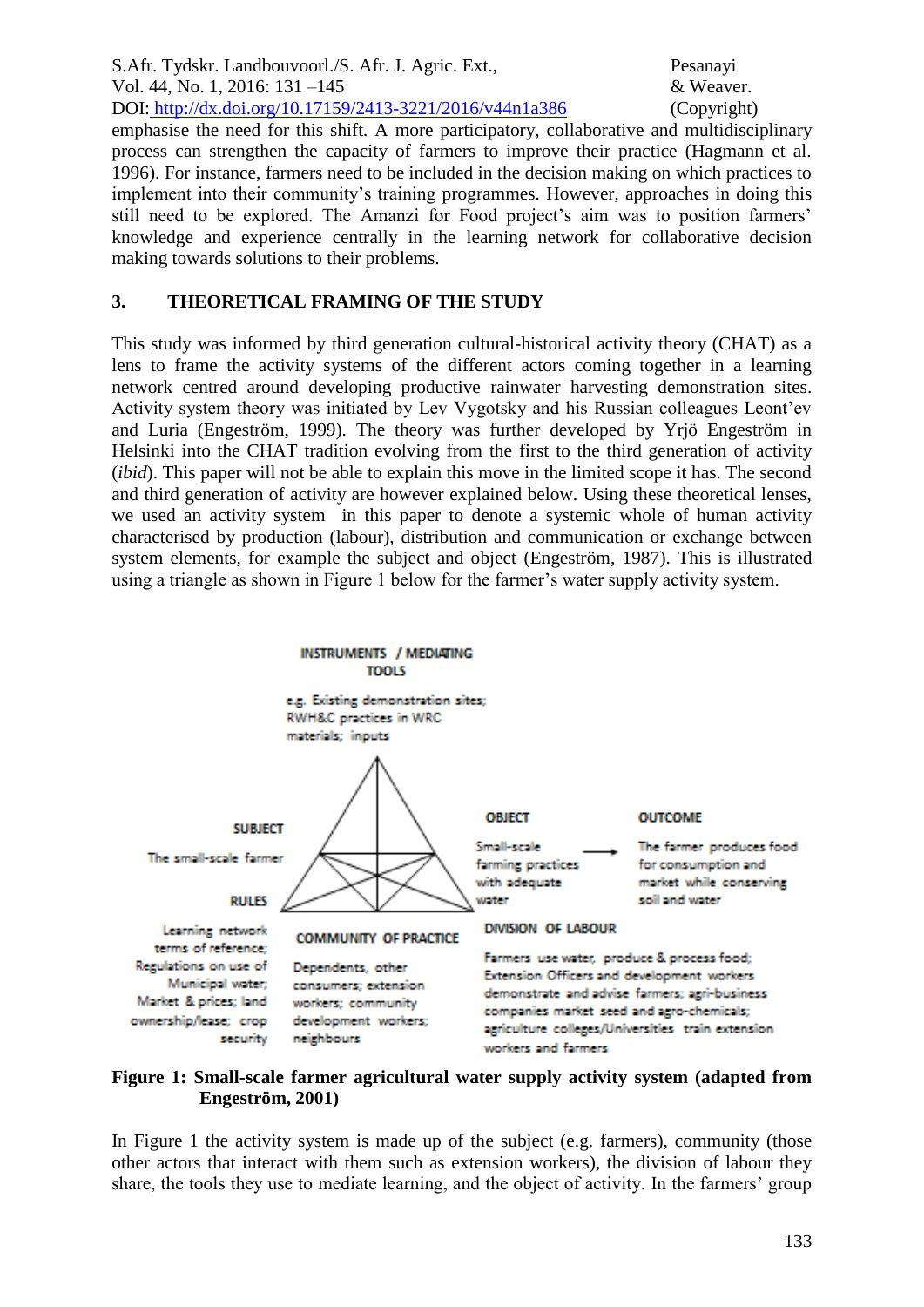emphasise the need for this shift. A more participatory, collaborative and multidisciplinary process can strengthen the capacity of farmers to improve their practice (Hagmann et al. 1996). For instance, farmers need to be included in the decision making on which practices to implement into their community's training programmes. However, approaches in doing this still need to be explored. The Amanzi for Food project's aim was to position farmers' knowledge and experience centrally in the learning network for collaborative decision making towards solutions to their problems.

## 3. THEORETICAL FRAMING OF THE STUDY

This study was informed by third generation cultural-historical activity theory (CHAT) as a lens to frame the activity systems of the different actors coming together in a learning network centred around developing productive rainwater harvesting demonstration sites. Activity system theory was initiated by Lev Vygotsky and his Russian colleagues Leont'ev and Luria (Engeström, 1999). The theory was further developed by Yrjö Engeström in Helsinki into the CHAT tradition evolving from the first to the third generation of activity (*ibid*). This paper will not be able to explain this move in the limited scope it has. The second and third generation of activity are however explained below. Using these theoretical lenses, we used an activity system in this paper to denote a systemic whole of human activity characterised by production (labour), distribution and communication or exchange between system elements, for example the subject and object (Engeström, 1987). This is illustrated using a triangle as shown in Figure 1 below for the farmer's water supply activity system.

**INSTRUMENTS / MEDIATING TOOLS**
e.g. Existing demonstration sites; RWH&C practices in WRC materials; inputs

**SUBJECT**
The small-scale farmer

**OBJECT**
Small-scale farming practices with adequate water → **OUTCOME** The farmer produces food for consumption and market while conserving soil and water

**RULES**
Learning network terms of reference; Regulations on use of Municipal water; Market & prices; land ownership/lease; crop security

**COMMUNITY OF PRACTICE**
Dependents, other consumers; extension workers; community development workers; neighbours

**DIVISION OF LABOUR**
Farmers use water, produce & process food; Extension Officers and development workers demonstrate and advise farmers; agri-business companies market seed and agro-chemicals; agriculture colleges/Universities train extension workers and farmers

**Figure 1: Small-scale farmer agricultural water supply activity system (adapted from Engeström, 2001)**

In Figure 1 the activity system is made up of the subject (e.g. farmers), community (those other actors that interact with them such as extension workers), the division of labour they share, the tools they use to mediate learning, and the object of activity. In the farmers' group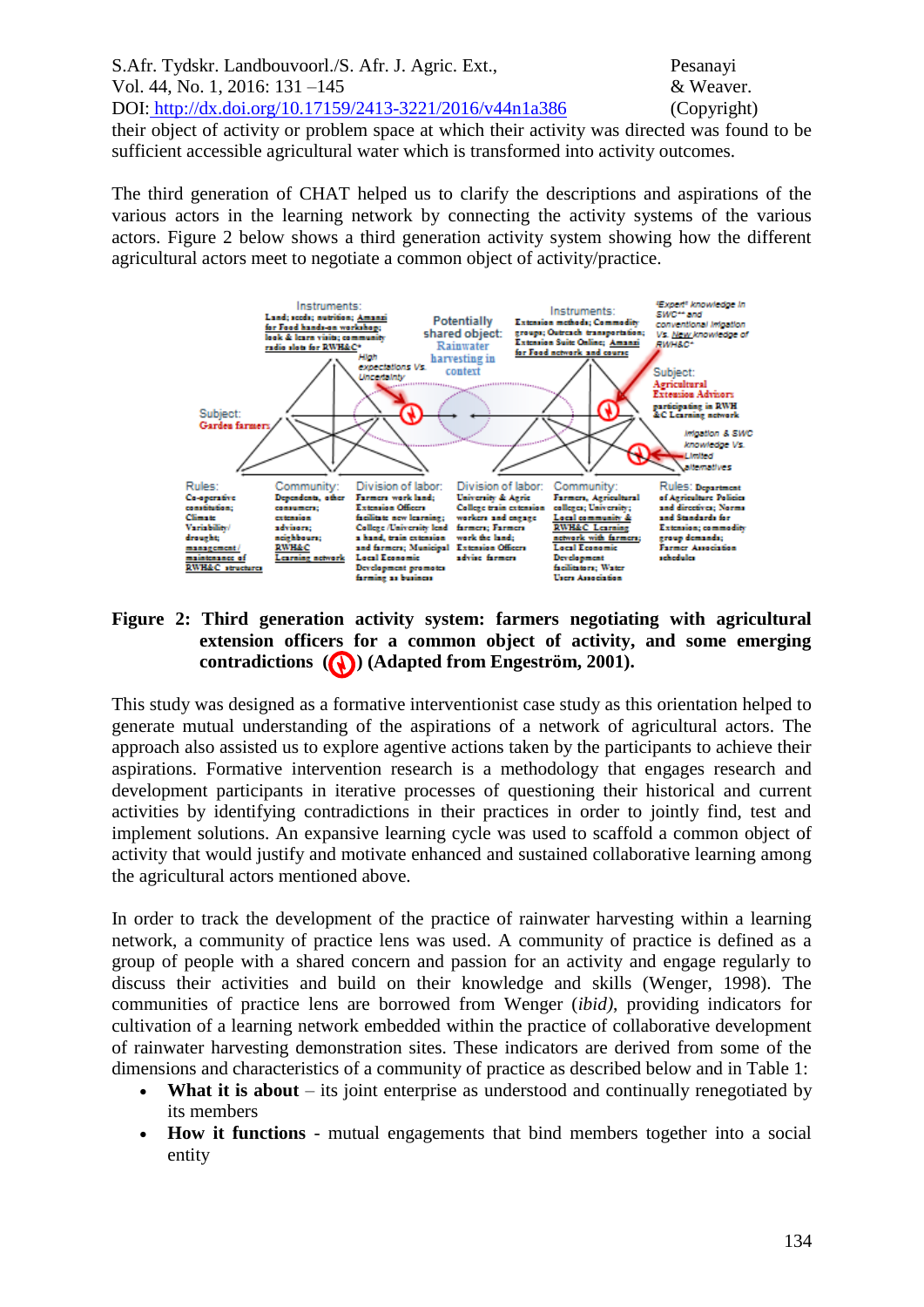their object of activity or problem space at which their activity was directed was found to be sufficient accessible agricultural water which is transformed into activity outcomes.

The third generation of CHAT helped us to clarify the descriptions and aspirations of the various actors in the learning network by connecting the activity systems of the various actors. Figure 2 below shows a third generation activity system showing how the different agricultural actors meet to negotiate a common object of activity/practice.

**Figure 2: Third generation activity system: farmers negotiating with agricultural extension officers for a common object of activity, and some emerging contradictions (⚡) (Adapted from Engeström, 2001).**

This study was designed as a formative interventionist case study as this orientation helped to generate mutual understanding of the aspirations of a network of agricultural actors. The approach also assisted us to explore agentive actions taken by the participants to achieve their aspirations. Formative intervention research is a methodology that engages research and development participants in iterative processes of questioning their historical and current activities by identifying contradictions in their practices in order to jointly find, test and implement solutions. An expansive learning cycle was used to scaffold a common object of activity that would justify and motivate enhanced and sustained collaborative learning among the agricultural actors mentioned above.

In order to track the development of the practice of rainwater harvesting within a learning network, a community of practice lens was used. A community of practice is defined as a group of people with a shared concern and passion for an activity and engage regularly to discuss their activities and build on their knowledge and skills (Wenger, 1998). The communities of practice lens are borrowed from Wenger (*ibid*), providing indicators for cultivation of a learning network embedded within the practice of collaborative development of rainwater harvesting demonstration sites. These indicators are derived from some of the dimensions and characteristics of a community of practice as described below and in Table 1:

- **What it is about** – its joint enterprise as understood and continually renegotiated by its members
- **How it functions** - mutual engagements that bind members together into a social entity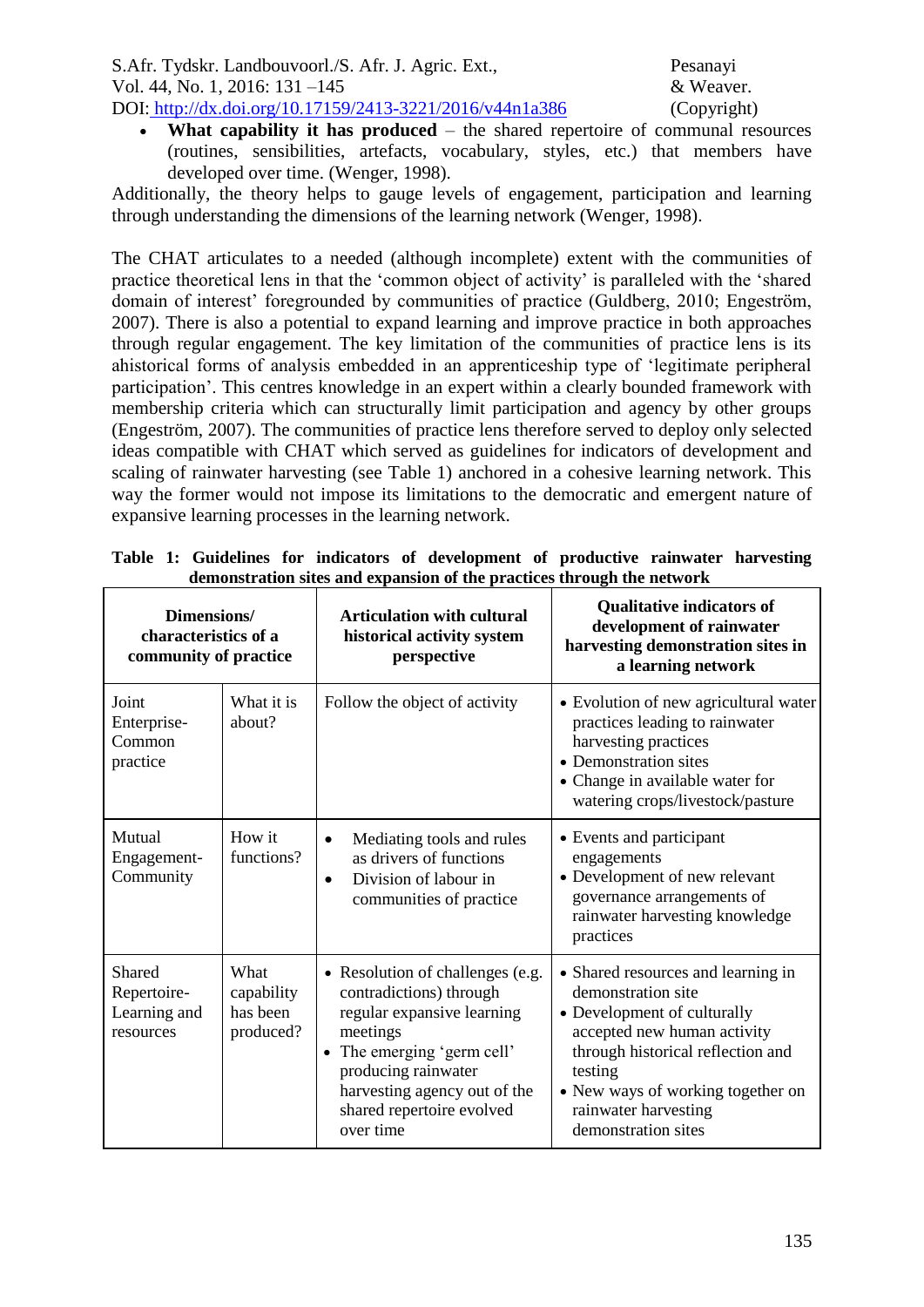- **What capability it has produced** – the shared repertoire of communal resources (routines, sensibilities, artefacts, vocabulary, styles, etc.) that members have developed over time. (Wenger, 1998).

Additionally, the theory helps to gauge levels of engagement, participation and learning through understanding the dimensions of the learning network (Wenger, 1998).

The CHAT articulates to a needed (although incomplete) extent with the communities of practice theoretical lens in that the 'common object of activity' is paralleled with the 'shared domain of interest' foregrounded by communities of practice (Guldberg, 2010; Engeström, 2007). There is also a potential to expand learning and improve practice in both approaches through regular engagement. The key limitation of the communities of practice lens is its ahistorical forms of analysis embedded in an apprenticeship type of 'legitimate peripheral participation'. This centres knowledge in an expert within a clearly bounded framework with membership criteria which can structurally limit participation and agency by other groups (Engeström, 2007). The communities of practice lens therefore served to deploy only selected ideas compatible with CHAT which served as guidelines for indicators of development and scaling of rainwater harvesting (see Table 1) anchored in a cohesive learning network. This way the former would not impose its limitations to the democratic and emergent nature of expansive learning processes in the learning network.

**Table 1: Guidelines for indicators of development of productive rainwater harvesting demonstration sites and expansion of the practices through the network**

| Dimensions/ characteristics of a community of practice | | Articulation with cultural historical activity system perspective | Qualitative indicators of development of rainwater harvesting demonstration sites in a learning network |
|---|---|---|---|
| Joint Enterprise-Common practice | What it is about? | Follow the object of activity | • Evolution of new agricultural water practices leading to rainwater harvesting practices<br>• Demonstration sites<br>• Change in available water for watering crops/livestock/pasture |
| Mutual Engagement-Community | How it functions? | • Mediating tools and rules as drivers of functions<br>• Division of labour in communities of practice | • Events and participant engagements<br>• Development of new relevant governance arrangements of rainwater harvesting knowledge practices |
| Shared Repertoire-Learning and resources | What capability has been produced? | • Resolution of challenges (e.g. contradictions) through regular expansive learning meetings<br>• The emerging 'germ cell' producing rainwater harvesting agency out of the shared repertoire evolved over time | • Shared resources and learning in demonstration site<br>• Development of culturally accepted new human activity through historical reflection and testing<br>• New ways of working together on rainwater harvesting demonstration sites |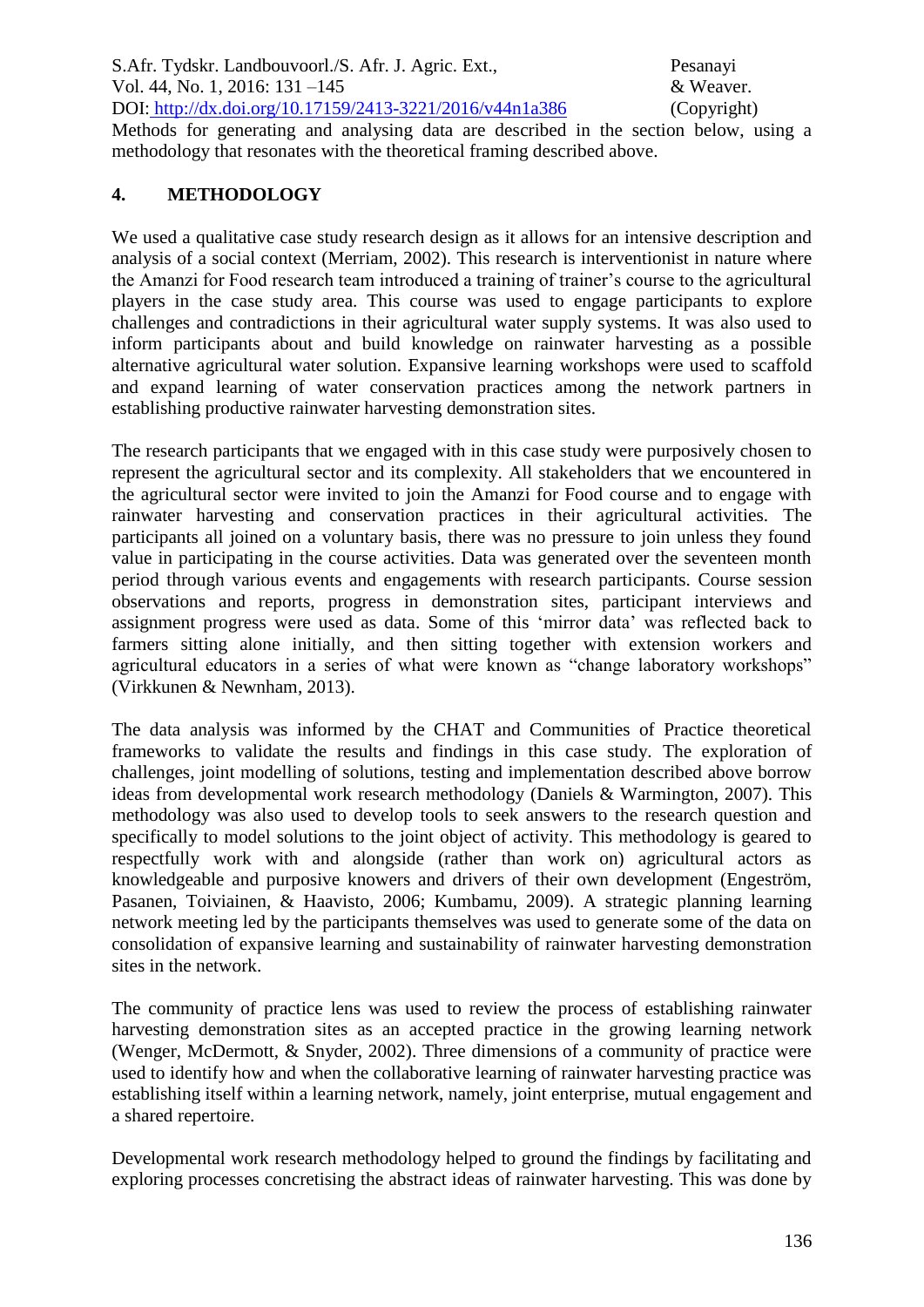Methods for generating and analysing data are described in the section below, using a methodology that resonates with the theoretical framing described above.

## 4. METHODOLOGY

We used a qualitative case study research design as it allows for an intensive description and analysis of a social context (Merriam, 2002). This research is interventionist in nature where the Amanzi for Food research team introduced a training of trainer's course to the agricultural players in the case study area. This course was used to engage participants to explore challenges and contradictions in their agricultural water supply systems. It was also used to inform participants about and build knowledge on rainwater harvesting as a possible alternative agricultural water solution. Expansive learning workshops were used to scaffold and expand learning of water conservation practices among the network partners in establishing productive rainwater harvesting demonstration sites.

The research participants that we engaged with in this case study were purposively chosen to represent the agricultural sector and its complexity. All stakeholders that we encountered in the agricultural sector were invited to join the Amanzi for Food course and to engage with rainwater harvesting and conservation practices in their agricultural activities. The participants all joined on a voluntary basis, there was no pressure to join unless they found value in participating in the course activities. Data was generated over the seventeen month period through various events and engagements with research participants. Course session observations and reports, progress in demonstration sites, participant interviews and assignment progress were used as data. Some of this 'mirror data' was reflected back to farmers sitting alone initially, and then sitting together with extension workers and agricultural educators in a series of what were known as "change laboratory workshops" (Virkkunen & Newnham, 2013).

The data analysis was informed by the CHAT and Communities of Practice theoretical frameworks to validate the results and findings in this case study. The exploration of challenges, joint modelling of solutions, testing and implementation described above borrow ideas from developmental work research methodology (Daniels & Warmington, 2007). This methodology was also used to develop tools to seek answers to the research question and specifically to model solutions to the joint object of activity. This methodology is geared to respectfully work with and alongside (rather than work on) agricultural actors as knowledgeable and purposive knowers and drivers of their own development (Engeström, Pasanen, Toiviainen, & Haavisto, 2006; Kumbamu, 2009). A strategic planning learning network meeting led by the participants themselves was used to generate some of the data on consolidation of expansive learning and sustainability of rainwater harvesting demonstration sites in the network.

The community of practice lens was used to review the process of establishing rainwater harvesting demonstration sites as an accepted practice in the growing learning network (Wenger, McDermott, & Snyder, 2002). Three dimensions of a community of practice were used to identify how and when the collaborative learning of rainwater harvesting practice was establishing itself within a learning network, namely, joint enterprise, mutual engagement and a shared repertoire.

Developmental work research methodology helped to ground the findings by facilitating and exploring processes concretising the abstract ideas of rainwater harvesting. This was done by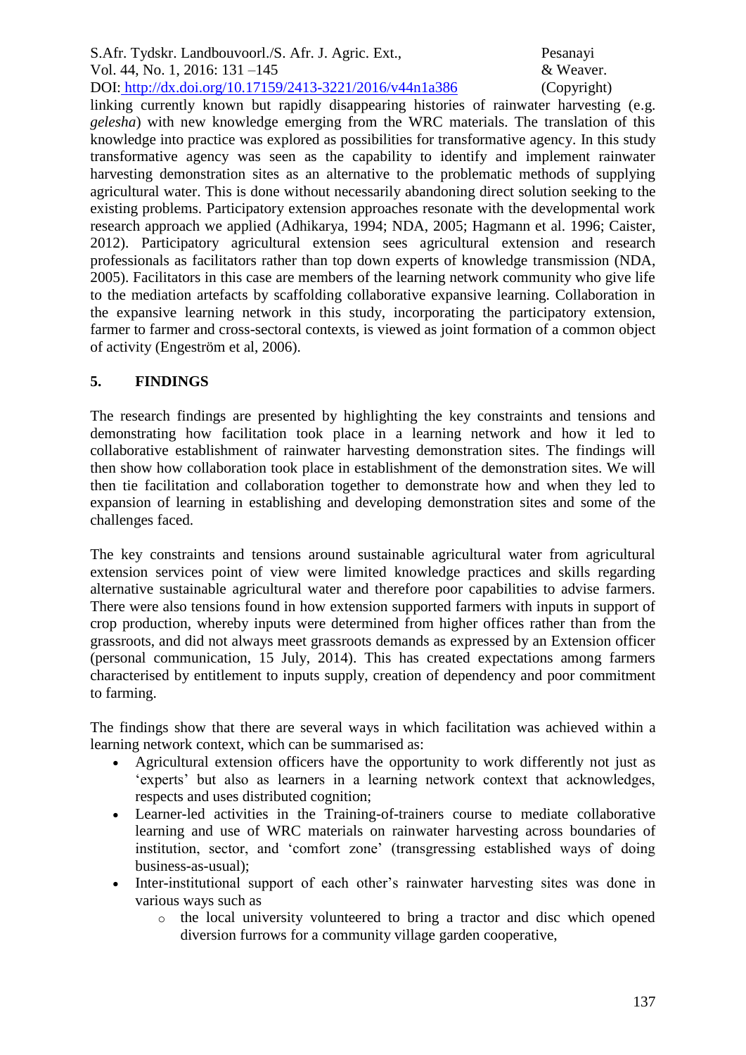linking currently known but rapidly disappearing histories of rainwater harvesting (e.g. *gelesha*) with new knowledge emerging from the WRC materials. The translation of this knowledge into practice was explored as possibilities for transformative agency. In this study transformative agency was seen as the capability to identify and implement rainwater harvesting demonstration sites as an alternative to the problematic methods of supplying agricultural water. This is done without necessarily abandoning direct solution seeking to the existing problems. Participatory extension approaches resonate with the developmental work research approach we applied (Adhikarya, 1994; NDA, 2005; Hagmann et al. 1996; Caister, 2012). Participatory agricultural extension sees agricultural extension and research professionals as facilitators rather than top down experts of knowledge transmission (NDA, 2005). Facilitators in this case are members of the learning network community who give life to the mediation artefacts by scaffolding collaborative expansive learning. Collaboration in the expansive learning network in this study, incorporating the participatory extension, farmer to farmer and cross-sectoral contexts, is viewed as joint formation of a common object of activity (Engeström et al, 2006).

## 5. FINDINGS

The research findings are presented by highlighting the key constraints and tensions and demonstrating how facilitation took place in a learning network and how it led to collaborative establishment of rainwater harvesting demonstration sites. The findings will then show how collaboration took place in establishment of the demonstration sites. We will then tie facilitation and collaboration together to demonstrate how and when they led to expansion of learning in establishing and developing demonstration sites and some of the challenges faced.

The key constraints and tensions around sustainable agricultural water from agricultural extension services point of view were limited knowledge practices and skills regarding alternative sustainable agricultural water and therefore poor capabilities to advise farmers. There were also tensions found in how extension supported farmers with inputs in support of crop production, whereby inputs were determined from higher offices rather than from the grassroots, and did not always meet grassroots demands as expressed by an Extension officer (personal communication, 15 July, 2014). This has created expectations among farmers characterised by entitlement to inputs supply, creation of dependency and poor commitment to farming.

The findings show that there are several ways in which facilitation was achieved within a learning network context, which can be summarised as:

- Agricultural extension officers have the opportunity to work differently not just as 'experts' but also as learners in a learning network context that acknowledges, respects and uses distributed cognition;
- Learner-led activities in the Training-of-trainers course to mediate collaborative learning and use of WRC materials on rainwater harvesting across boundaries of institution, sector, and 'comfort zone' (transgressing established ways of doing business-as-usual);
- Inter-institutional support of each other's rainwater harvesting sites was done in various ways such as
  - the local university volunteered to bring a tractor and disc which opened diversion furrows for a community village garden cooperative,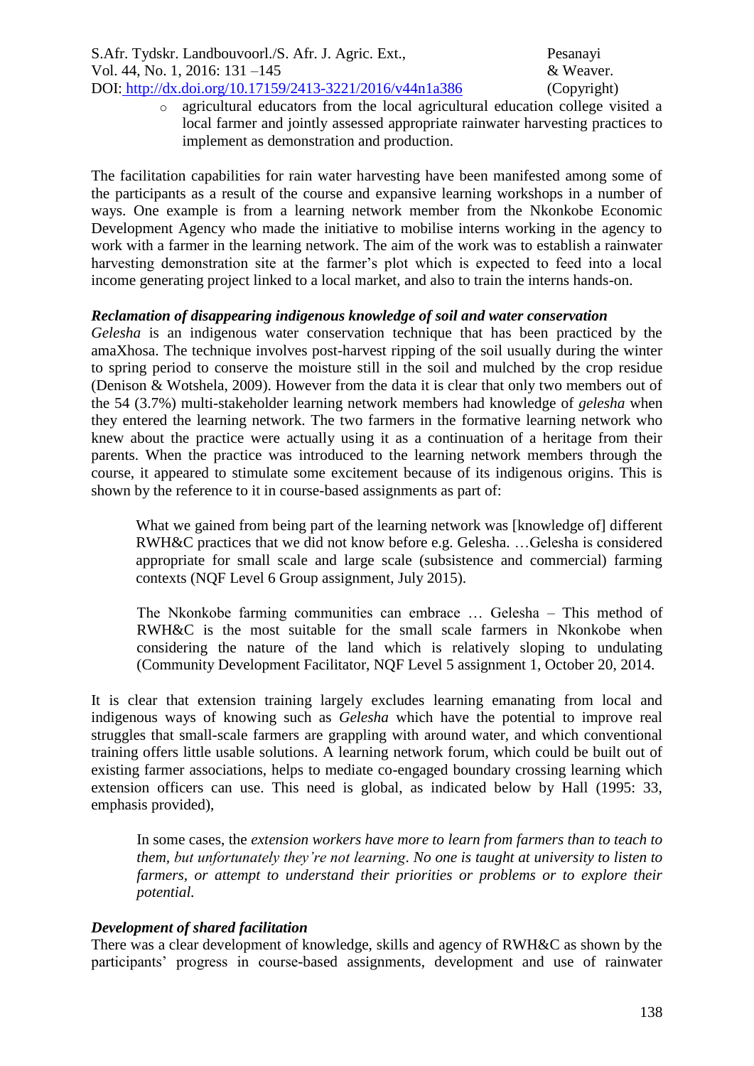- agricultural educators from the local agricultural education college visited a local farmer and jointly assessed appropriate rainwater harvesting practices to implement as demonstration and production.

The facilitation capabilities for rain water harvesting have been manifested among some of the participants as a result of the course and expansive learning workshops in a number of ways. One example is from a learning network member from the Nkonkobe Economic Development Agency who made the initiative to mobilise interns working in the agency to work with a farmer in the learning network. The aim of the work was to establish a rainwater harvesting demonstration site at the farmer's plot which is expected to feed into a local income generating project linked to a local market, and also to train the interns hands-on.

***Reclamation of disappearing indigenous knowledge of soil and water conservation***

*Gelesha* is an indigenous water conservation technique that has been practiced by the amaXhosa. The technique involves post-harvest ripping of the soil usually during the winter to spring period to conserve the moisture still in the soil and mulched by the crop residue (Denison & Wotshela, 2009). However from the data it is clear that only two members out of the 54 (3.7%) multi-stakeholder learning network members had knowledge of *gelesha* when they entered the learning network. The two farmers in the formative learning network who knew about the practice were actually using it as a continuation of a heritage from their parents. When the practice was introduced to the learning network members through the course, it appeared to stimulate some excitement because of its indigenous origins. This is shown by the reference to it in course-based assignments as part of:

> What we gained from being part of the learning network was [knowledge of] different RWH&C practices that we did not know before e.g. Gelesha. …Gelesha is considered appropriate for small scale and large scale (subsistence and commercial) farming contexts (NQF Level 6 Group assignment, July 2015).

> The Nkonkobe farming communities can embrace … Gelesha – This method of RWH&C is the most suitable for the small scale farmers in Nkonkobe when considering the nature of the land which is relatively sloping to undulating (Community Development Facilitator, NQF Level 5 assignment 1, October 20, 2014.

It is clear that extension training largely excludes learning emanating from local and indigenous ways of knowing such as *Gelesha* which have the potential to improve real struggles that small-scale farmers are grappling with around water, and which conventional training offers little usable solutions. A learning network forum, which could be built out of existing farmer associations, helps to mediate co-engaged boundary crossing learning which extension officers can use. This need is global, as indicated below by Hall (1995: 33, emphasis provided),

> In some cases, the *extension workers have more to learn from farmers than to teach to them, but unfortunately they're not learning. No one is taught at university to listen to farmers, or attempt to understand their priorities or problems or to explore their potential.*

***Development of shared facilitation***

There was a clear development of knowledge, skills and agency of RWH&C as shown by the participants' progress in course-based assignments, development and use of rainwater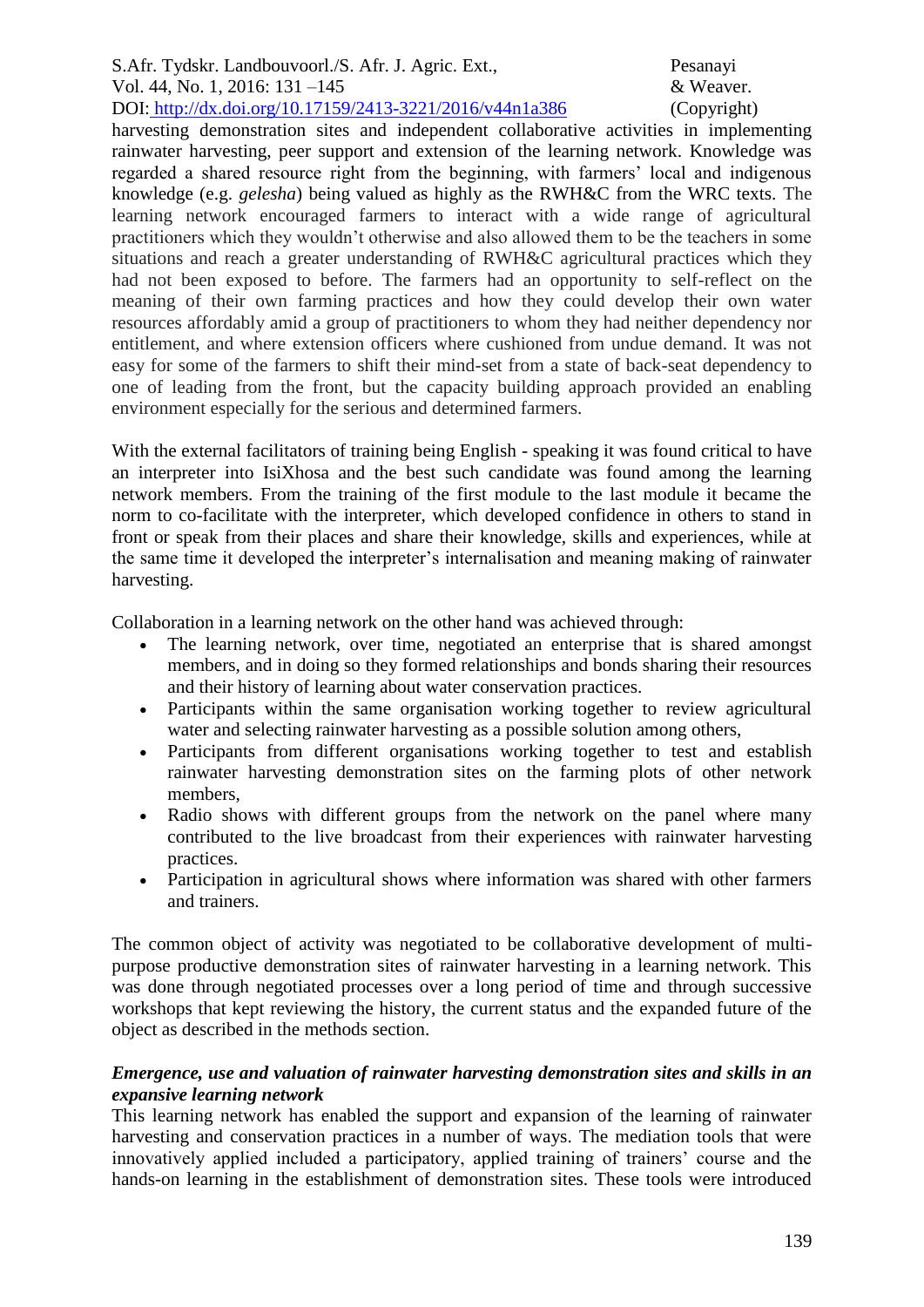harvesting demonstration sites and independent collaborative activities in implementing rainwater harvesting, peer support and extension of the learning network. Knowledge was regarded a shared resource right from the beginning, with farmers' local and indigenous knowledge (e.g. *gelesha*) being valued as highly as the RWH&C from the WRC texts. The learning network encouraged farmers to interact with a wide range of agricultural practitioners which they wouldn't otherwise and also allowed them to be the teachers in some situations and reach a greater understanding of RWH&C agricultural practices which they had not been exposed to before. The farmers had an opportunity to self-reflect on the meaning of their own farming practices and how they could develop their own water resources affordably amid a group of practitioners to whom they had neither dependency nor entitlement, and where extension officers where cushioned from undue demand. It was not easy for some of the farmers to shift their mind-set from a state of back-seat dependency to one of leading from the front, but the capacity building approach provided an enabling environment especially for the serious and determined farmers.

With the external facilitators of training being English - speaking it was found critical to have an interpreter into IsiXhosa and the best such candidate was found among the learning network members. From the training of the first module to the last module it became the norm to co-facilitate with the interpreter, which developed confidence in others to stand in front or speak from their places and share their knowledge, skills and experiences, while at the same time it developed the interpreter's internalisation and meaning making of rainwater harvesting.

Collaboration in a learning network on the other hand was achieved through:

- The learning network, over time, negotiated an enterprise that is shared amongst members, and in doing so they formed relationships and bonds sharing their resources and their history of learning about water conservation practices.
- Participants within the same organisation working together to review agricultural water and selecting rainwater harvesting as a possible solution among others,
- Participants from different organisations working together to test and establish rainwater harvesting demonstration sites on the farming plots of other network members,
- Radio shows with different groups from the network on the panel where many contributed to the live broadcast from their experiences with rainwater harvesting practices.
- Participation in agricultural shows where information was shared with other farmers and trainers.

The common object of activity was negotiated to be collaborative development of multi-purpose productive demonstration sites of rainwater harvesting in a learning network. This was done through negotiated processes over a long period of time and through successive workshops that kept reviewing the history, the current status and the expanded future of the object as described in the methods section.

***Emergence, use and valuation of rainwater harvesting demonstration sites and skills in an expansive learning network***

This learning network has enabled the support and expansion of the learning of rainwater harvesting and conservation practices in a number of ways. The mediation tools that were innovatively applied included a participatory, applied training of trainers' course and the hands-on learning in the establishment of demonstration sites. These tools were introduced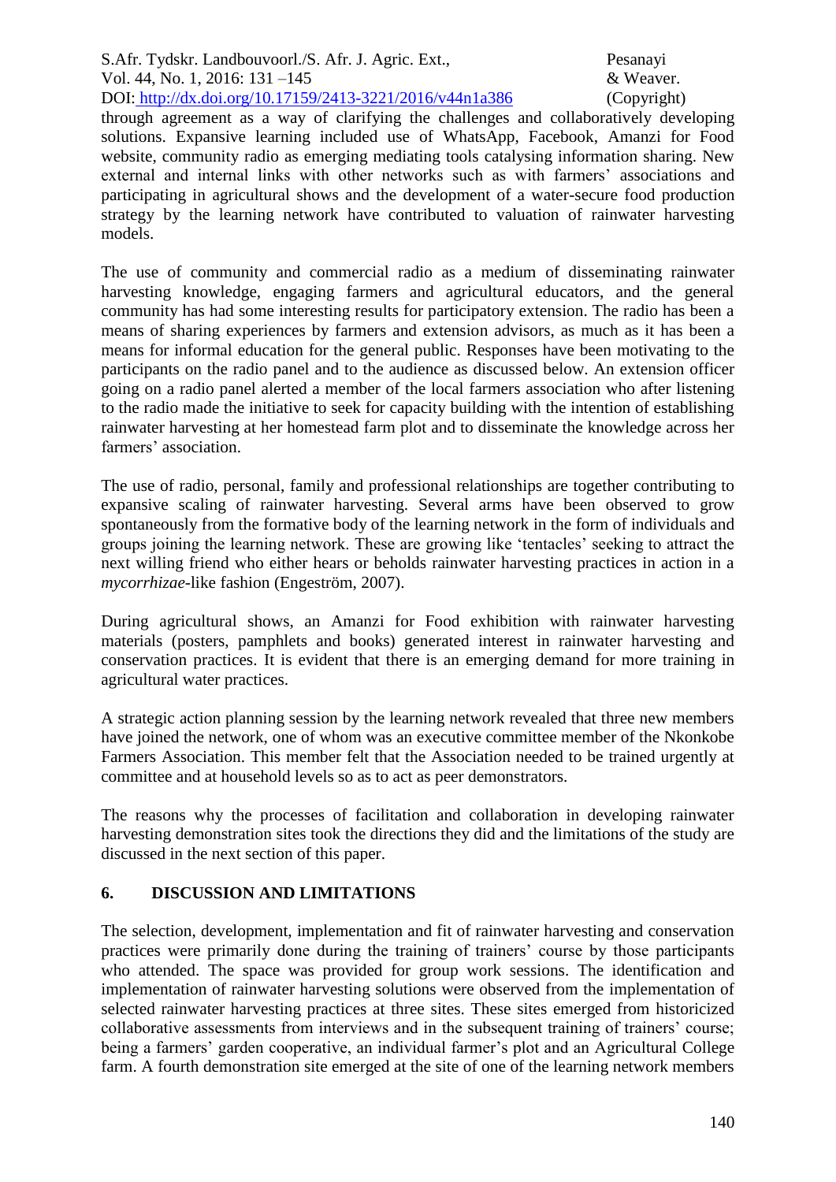through agreement as a way of clarifying the challenges and collaboratively developing solutions. Expansive learning included use of WhatsApp, Facebook, Amanzi for Food website, community radio as emerging mediating tools catalysing information sharing. New external and internal links with other networks such as with farmers' associations and participating in agricultural shows and the development of a water-secure food production strategy by the learning network have contributed to valuation of rainwater harvesting models.

The use of community and commercial radio as a medium of disseminating rainwater harvesting knowledge, engaging farmers and agricultural educators, and the general community has had some interesting results for participatory extension. The radio has been a means of sharing experiences by farmers and extension advisors, as much as it has been a means for informal education for the general public. Responses have been motivating to the participants on the radio panel and to the audience as discussed below. An extension officer going on a radio panel alerted a member of the local farmers association who after listening to the radio made the initiative to seek for capacity building with the intention of establishing rainwater harvesting at her homestead farm plot and to disseminate the knowledge across her farmers' association.

The use of radio, personal, family and professional relationships are together contributing to expansive scaling of rainwater harvesting. Several arms have been observed to grow spontaneously from the formative body of the learning network in the form of individuals and groups joining the learning network. These are growing like 'tentacles' seeking to attract the next willing friend who either hears or beholds rainwater harvesting practices in action in a *mycorrhizae*-like fashion (Engeström, 2007).

During agricultural shows, an Amanzi for Food exhibition with rainwater harvesting materials (posters, pamphlets and books) generated interest in rainwater harvesting and conservation practices. It is evident that there is an emerging demand for more training in agricultural water practices.

A strategic action planning session by the learning network revealed that three new members have joined the network, one of whom was an executive committee member of the Nkonkobe Farmers Association. This member felt that the Association needed to be trained urgently at committee and at household levels so as to act as peer demonstrators.

The reasons why the processes of facilitation and collaboration in developing rainwater harvesting demonstration sites took the directions they did and the limitations of the study are discussed in the next section of this paper.

## 6. DISCUSSION AND LIMITATIONS

The selection, development, implementation and fit of rainwater harvesting and conservation practices were primarily done during the training of trainers' course by those participants who attended. The space was provided for group work sessions. The identification and implementation of rainwater harvesting solutions were observed from the implementation of selected rainwater harvesting practices at three sites. These sites emerged from historicized collaborative assessments from interviews and in the subsequent training of trainers' course; being a farmers' garden cooperative, an individual farmer's plot and an Agricultural College farm. A fourth demonstration site emerged at the site of one of the learning network members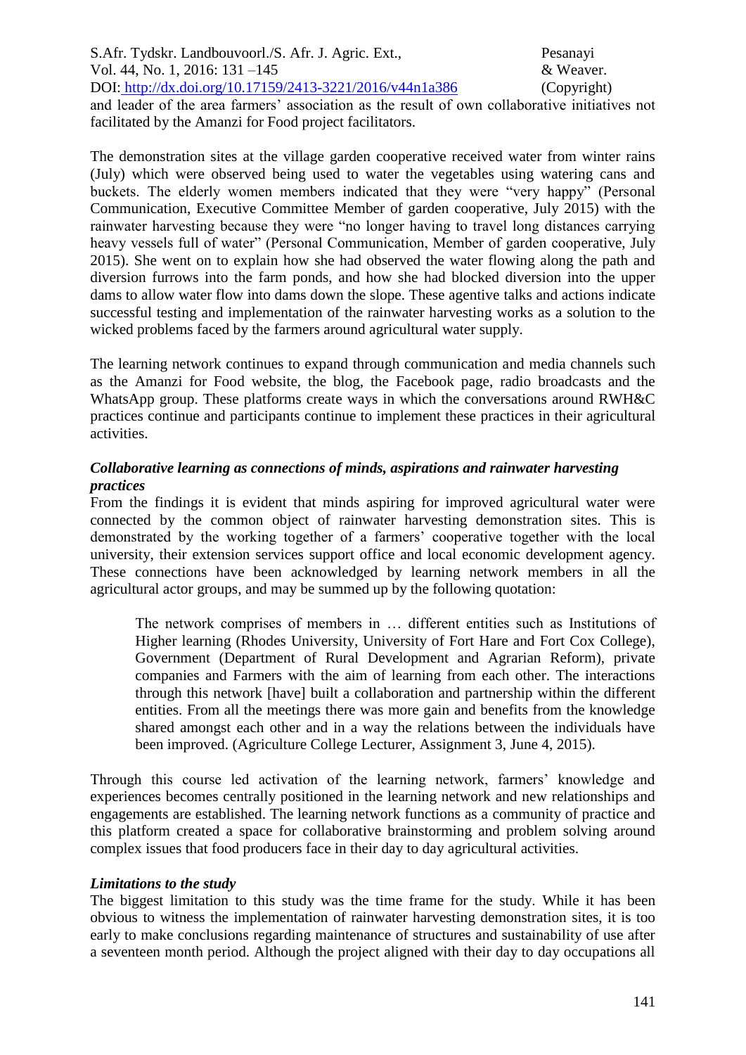and leader of the area farmers' association as the result of own collaborative initiatives not facilitated by the Amanzi for Food project facilitators.

The demonstration sites at the village garden cooperative received water from winter rains (July) which were observed being used to water the vegetables using watering cans and buckets. The elderly women members indicated that they were "very happy" (Personal Communication, Executive Committee Member of garden cooperative, July 2015) with the rainwater harvesting because they were "no longer having to travel long distances carrying heavy vessels full of water" (Personal Communication, Member of garden cooperative, July 2015). She went on to explain how she had observed the water flowing along the path and diversion furrows into the farm ponds, and how she had blocked diversion into the upper dams to allow water flow into dams down the slope. These agentive talks and actions indicate successful testing and implementation of the rainwater harvesting works as a solution to the wicked problems faced by the farmers around agricultural water supply.

The learning network continues to expand through communication and media channels such as the Amanzi for Food website, the blog, the Facebook page, radio broadcasts and the WhatsApp group. These platforms create ways in which the conversations around RWH&C practices continue and participants continue to implement these practices in their agricultural activities.

***Collaborative learning as connections of minds, aspirations and rainwater harvesting practices***

From the findings it is evident that minds aspiring for improved agricultural water were connected by the common object of rainwater harvesting demonstration sites. This is demonstrated by the working together of a farmers' cooperative together with the local university, their extension services support office and local economic development agency. These connections have been acknowledged by learning network members in all the agricultural actor groups, and may be summed up by the following quotation:

> The network comprises of members in … different entities such as Institutions of Higher learning (Rhodes University, University of Fort Hare and Fort Cox College), Government (Department of Rural Development and Agrarian Reform), private companies and Farmers with the aim of learning from each other. The interactions through this network [have] built a collaboration and partnership within the different entities. From all the meetings there was more gain and benefits from the knowledge shared amongst each other and in a way the relations between the individuals have been improved. (Agriculture College Lecturer, Assignment 3, June 4, 2015).

Through this course led activation of the learning network, farmers' knowledge and experiences becomes centrally positioned in the learning network and new relationships and engagements are established. The learning network functions as a community of practice and this platform created a space for collaborative brainstorming and problem solving around complex issues that food producers face in their day to day agricultural activities.

***Limitations to the study***

The biggest limitation to this study was the time frame for the study. While it has been obvious to witness the implementation of rainwater harvesting demonstration sites, it is too early to make conclusions regarding maintenance of structures and sustainability of use after a seventeen month period. Although the project aligned with their day to day occupations all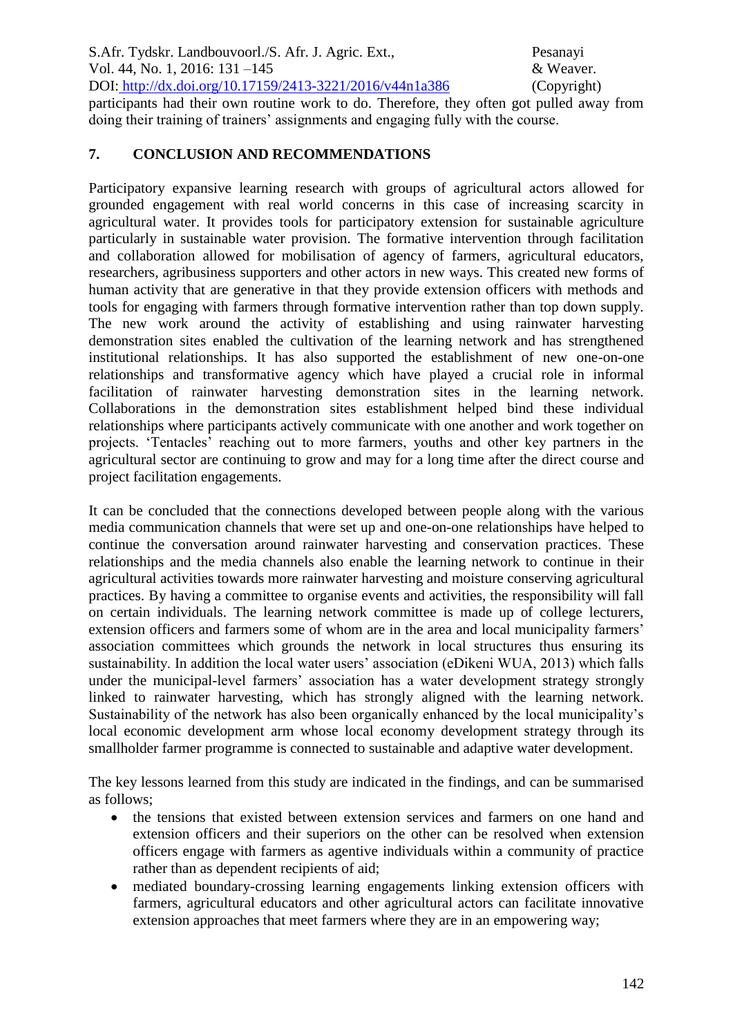participants had their own routine work to do. Therefore, they often got pulled away from doing their training of trainers' assignments and engaging fully with the course.

## 7. CONCLUSION AND RECOMMENDATIONS

Participatory expansive learning research with groups of agricultural actors allowed for grounded engagement with real world concerns in this case of increasing scarcity in agricultural water. It provides tools for participatory extension for sustainable agriculture particularly in sustainable water provision. The formative intervention through facilitation and collaboration allowed for mobilisation of agency of farmers, agricultural educators, researchers, agribusiness supporters and other actors in new ways. This created new forms of human activity that are generative in that they provide extension officers with methods and tools for engaging with farmers through formative intervention rather than top down supply. The new work around the activity of establishing and using rainwater harvesting demonstration sites enabled the cultivation of the learning network and has strengthened institutional relationships. It has also supported the establishment of new one-on-one relationships and transformative agency which have played a crucial role in informal facilitation of rainwater harvesting demonstration sites in the learning network. Collaborations in the demonstration sites establishment helped bind these individual relationships where participants actively communicate with one another and work together on projects. 'Tentacles' reaching out to more farmers, youths and other key partners in the agricultural sector are continuing to grow and may for a long time after the direct course and project facilitation engagements.

It can be concluded that the connections developed between people along with the various media communication channels that were set up and one-on-one relationships have helped to continue the conversation around rainwater harvesting and conservation practices. These relationships and the media channels also enable the learning network to continue in their agricultural activities towards more rainwater harvesting and moisture conserving agricultural practices. By having a committee to organise events and activities, the responsibility will fall on certain individuals. The learning network committee is made up of college lecturers, extension officers and farmers some of whom are in the area and local municipality farmers' association committees which grounds the network in local structures thus ensuring its sustainability. In addition the local water users' association (eDikeni WUA, 2013) which falls under the municipal-level farmers' association has a water development strategy strongly linked to rainwater harvesting, which has strongly aligned with the learning network. Sustainability of the network has also been organically enhanced by the local municipality's local economic development arm whose local economy development strategy through its smallholder farmer programme is connected to sustainable and adaptive water development.

The key lessons learned from this study are indicated in the findings, and can be summarised as follows;

- the tensions that existed between extension services and farmers on one hand and extension officers and their superiors on the other can be resolved when extension officers engage with farmers as agentive individuals within a community of practice rather than as dependent recipients of aid;
- mediated boundary-crossing learning engagements linking extension officers with farmers, agricultural educators and other agricultural actors can facilitate innovative extension approaches that meet farmers where they are in an empowering way;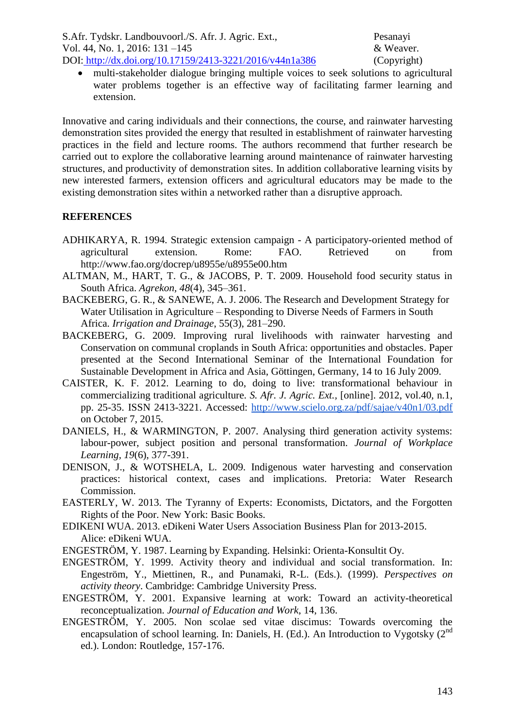- multi-stakeholder dialogue bringing multiple voices to seek solutions to agricultural water problems together is an effective way of facilitating farmer learning and extension.

Innovative and caring individuals and their connections, the course, and rainwater harvesting demonstration sites provided the energy that resulted in establishment of rainwater harvesting practices in the field and lecture rooms. The authors recommend that further research be carried out to explore the collaborative learning around maintenance of rainwater harvesting structures, and productivity of demonstration sites. In addition collaborative learning visits by new interested farmers, extension officers and agricultural educators may be made to the existing demonstration sites within a networked rather than a disruptive approach.

**REFERENCES**

ADHIKARYA, R. 1994. Strategic extension campaign - A participatory-oriented method of agricultural extension. Rome: FAO. Retrieved on from http://www.fao.org/docrep/u8955e/u8955e00.htm

ALTMAN, M., HART, T. G., & JACOBS, P. T. 2009. Household food security status in South Africa. *Agrekon*, *48*(4), 345–361.

BACKEBERG, G. R., & SANEWE, A. J. 2006. The Research and Development Strategy for Water Utilisation in Agriculture – Responding to Diverse Needs of Farmers in South Africa. *Irrigation and Drainage*, 55(3), 281–290.

BACKEBERG, G. 2009. Improving rural livelihoods with rainwater harvesting and Conservation on communal croplands in South Africa: opportunities and obstacles. Paper presented at the Second International Seminar of the International Foundation for Sustainable Development in Africa and Asia, Göttingen, Germany, 14 to 16 July 2009.

CAISTER, K. F. 2012. Learning to do, doing to live: transformational behaviour in commercializing traditional agriculture. *S. Afr. J. Agric. Ext.*, [online]. 2012, vol.40, n.1, pp. 25-35. ISSN 2413-3221. Accessed: http://www.scielo.org.za/pdf/sajae/v40n1/03.pdf on October 7, 2015.

DANIELS, H., & WARMINGTON, P. 2007. Analysing third generation activity systems: labour-power, subject position and personal transformation. *Journal of Workplace Learning*, *19*(6), 377-391.

DENISON, J., & WOTSHELA, L. 2009. Indigenous water harvesting and conservation practices: historical context, cases and implications. Pretoria: Water Research Commission.

EASTERLY, W. 2013. The Tyranny of Experts: Economists, Dictators, and the Forgotten Rights of the Poor. New York: Basic Books.

EDIKENI WUA. 2013. eDikeni Water Users Association Business Plan for 2013-2015. Alice: eDikeni WUA.

ENGESTRÖM, Y. 1987. Learning by Expanding. Helsinki: Orienta-Konsultit Oy.

ENGESTRÖM, Y. 1999. Activity theory and individual and social transformation. In: Engeström, Y., Miettinen, R., and Punamaki, R-L. (Eds.). (1999). *Perspectives on activity theory*. Cambridge: Cambridge University Press.

ENGESTRÖM, Y. 2001. Expansive learning at work: Toward an activity-theoretical reconceptualization. *Journal of Education and Work*, 14, 136.

ENGESTRÖM, Y. 2005. Non scolae sed vitae discimus: Towards overcoming the encapsulation of school learning. In: Daniels, H. (Ed.). An Introduction to Vygotsky (2nd ed.). London: Routledge, 157-176.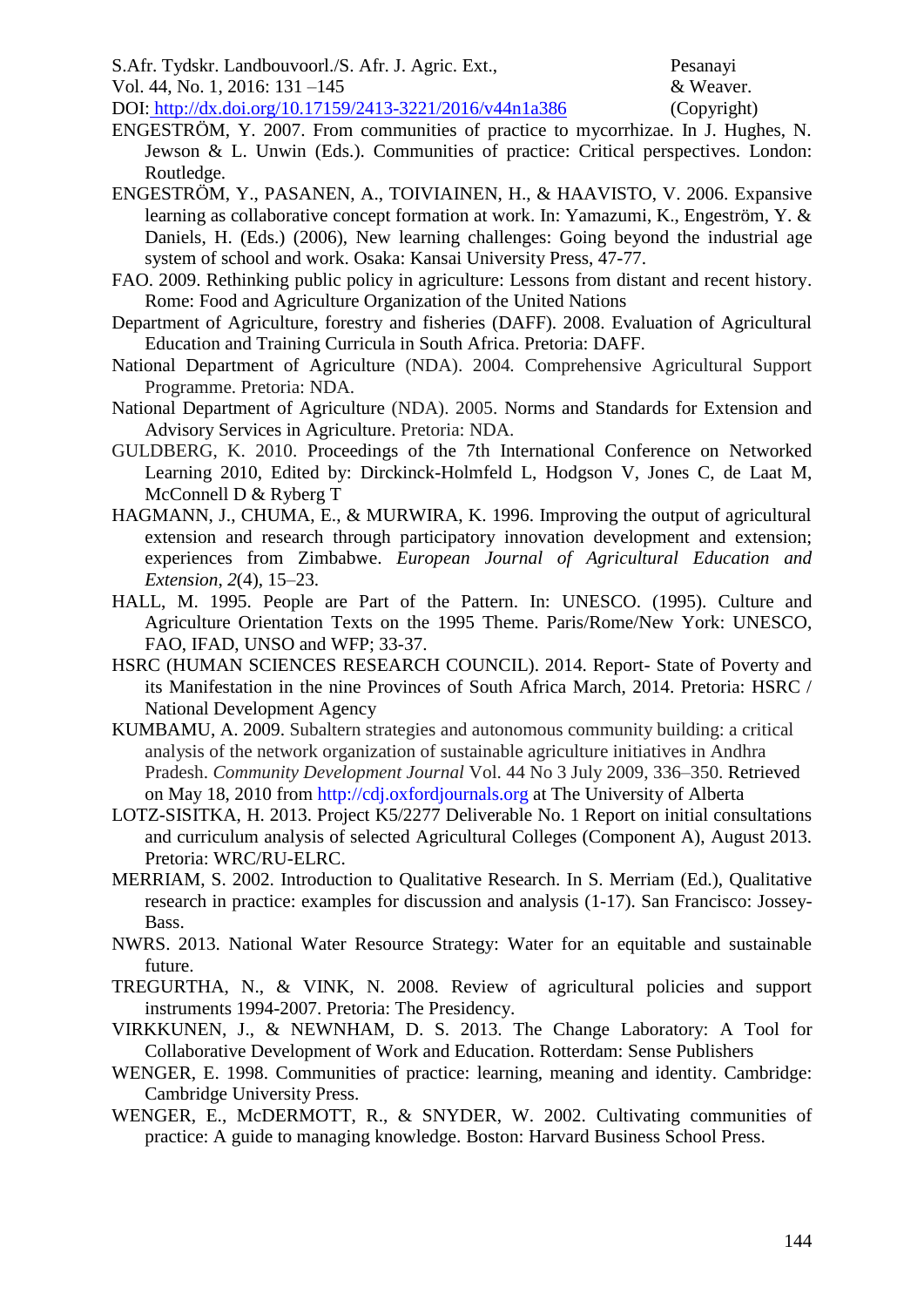ENGESTRÖM, Y. 2007. From communities of practice to mycorrhizae. In J. Hughes, N. Jewson & L. Unwin (Eds.). Communities of practice: Critical perspectives. London: Routledge.

ENGESTRÖM, Y., PASANEN, A., TOIVIAINEN, H., & HAAVISTO, V. 2006. Expansive learning as collaborative concept formation at work. In: Yamazumi, K., Engeström, Y. & Daniels, H. (Eds.) (2006), New learning challenges: Going beyond the industrial age system of school and work. Osaka: Kansai University Press, 47-77.

FAO. 2009. Rethinking public policy in agriculture: Lessons from distant and recent history. Rome: Food and Agriculture Organization of the United Nations

Department of Agriculture, forestry and fisheries (DAFF). 2008. Evaluation of Agricultural Education and Training Curricula in South Africa. Pretoria: DAFF.

National Department of Agriculture (NDA). 2004. Comprehensive Agricultural Support Programme. Pretoria: NDA.

National Department of Agriculture (NDA). 2005. Norms and Standards for Extension and Advisory Services in Agriculture. Pretoria: NDA.

GULDBERG, K. 2010. Proceedings of the 7th International Conference on Networked Learning 2010, Edited by: Dirckinck-Holmfeld L, Hodgson V, Jones C, de Laat M, McConnell D & Ryberg T

HAGMANN, J., CHUMA, E., & MURWIRA, K. 1996. Improving the output of agricultural extension and research through participatory innovation development and extension; experiences from Zimbabwe. *European Journal of Agricultural Education and Extension*, *2*(4), 15–23.

HALL, M. 1995. People are Part of the Pattern. In: UNESCO. (1995). Culture and Agriculture Orientation Texts on the 1995 Theme. Paris/Rome/New York: UNESCO, FAO, IFAD, UNSO and WFP; 33-37.

HSRC (HUMAN SCIENCES RESEARCH COUNCIL). 2014. Report- State of Poverty and its Manifestation in the nine Provinces of South Africa March, 2014. Pretoria: HSRC / National Development Agency

KUMBAMU, A. 2009. Subaltern strategies and autonomous community building: a critical analysis of the network organization of sustainable agriculture initiatives in Andhra Pradesh. *Community Development Journal* Vol. 44 No 3 July 2009, 336–350. Retrieved on May 18, 2010 from http://cdj.oxfordjournals.org at The University of Alberta

LOTZ-SISITKA, H. 2013. Project K5/2277 Deliverable No. 1 Report on initial consultations and curriculum analysis of selected Agricultural Colleges (Component A), August 2013. Pretoria: WRC/RU-ELRC.

MERRIAM, S. 2002. Introduction to Qualitative Research. In S. Merriam (Ed.), Qualitative research in practice: examples for discussion and analysis (1-17). San Francisco: Jossey-Bass.

NWRS. 2013. National Water Resource Strategy: Water for an equitable and sustainable future.

TREGURTHA, N., & VINK, N. 2008. Review of agricultural policies and support instruments 1994-2007. Pretoria: The Presidency.

VIRKKUNEN, J., & NEWNHAM, D. S. 2013. The Change Laboratory: A Tool for Collaborative Development of Work and Education. Rotterdam: Sense Publishers

WENGER, E. 1998. Communities of practice: learning, meaning and identity. Cambridge: Cambridge University Press.

WENGER, E., McDERMOTT, R., & SNYDER, W. 2002. Cultivating communities of practice: A guide to managing knowledge. Boston: Harvard Business School Press.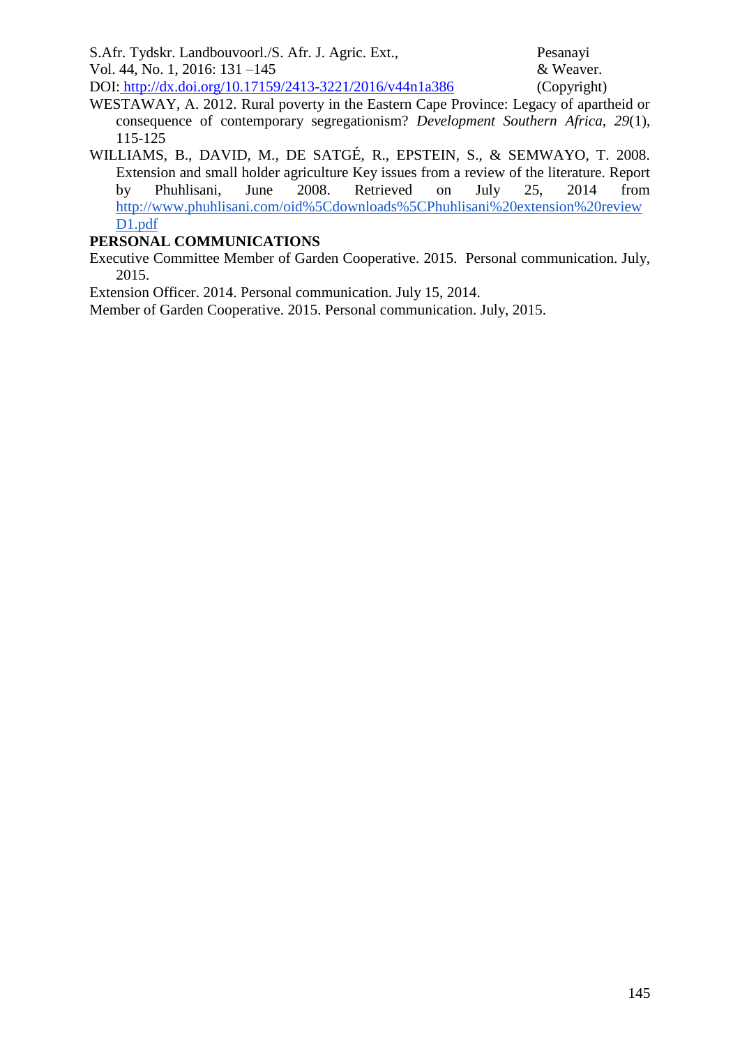WESTAWAY, A. 2012. Rural poverty in the Eastern Cape Province: Legacy of apartheid or consequence of contemporary segregationism? *Development Southern Africa*, *29*(1), 115-125

WILLIAMS, B., DAVID, M., DE SATGÉ, R., EPSTEIN, S., & SEMWAYO, T. 2008. Extension and small holder agriculture Key issues from a review of the literature. Report by Phuhlisani, June 2008. Retrieved on July 25, 2014 from http://www.phuhlisani.com/oid%5Cdownloads%5CPhuhlisani%20extension%20review D1.pdf

**PERSONAL COMMUNICATIONS**

Executive Committee Member of Garden Cooperative. 2015. Personal communication. July, 2015.

Extension Officer. 2014. Personal communication. July 15, 2014.

Member of Garden Cooperative. 2015. Personal communication. July, 2015.